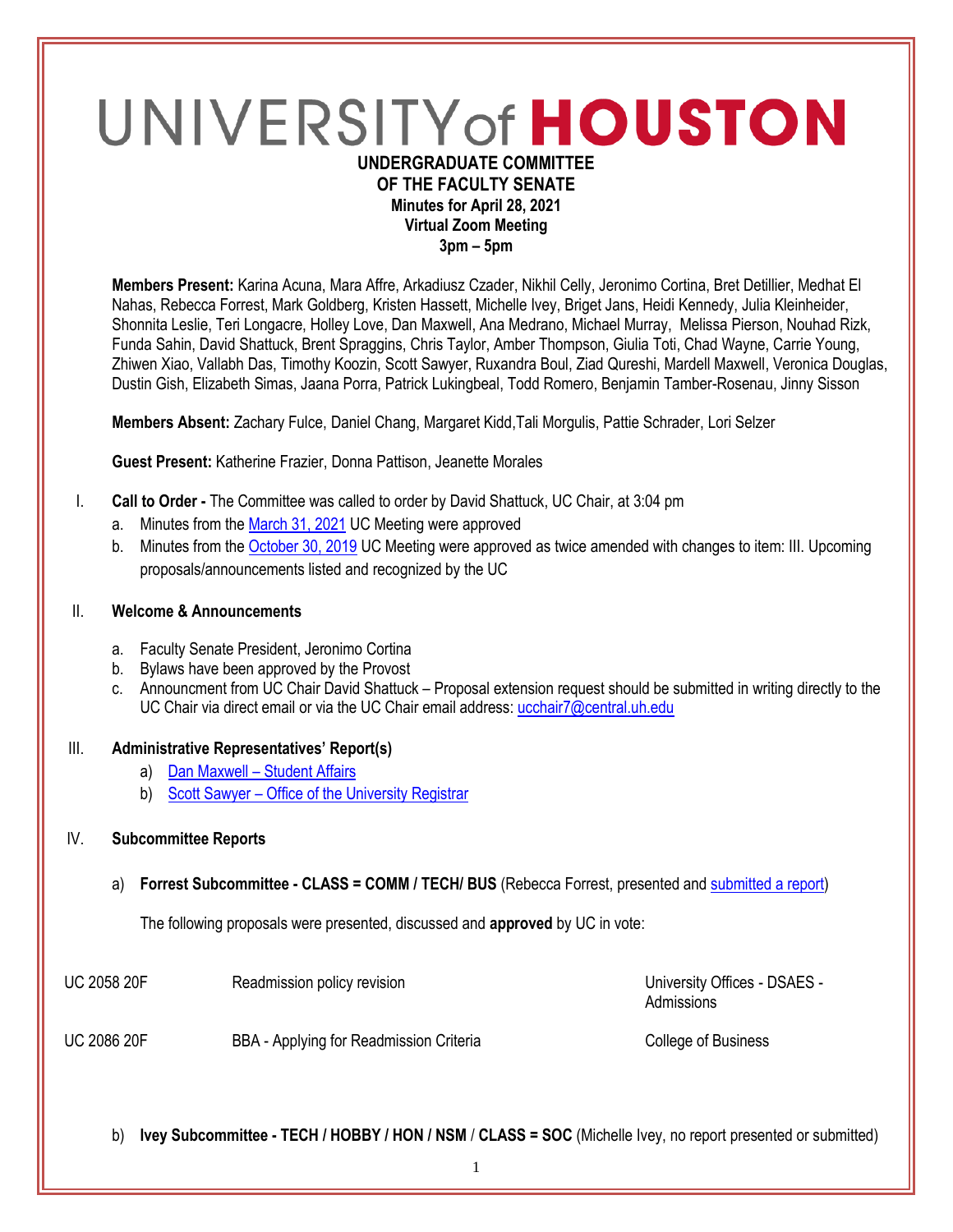# UNIVERSITY of HOUSTON

**UNDERGRADUATE COMMITTEE**
**OF THE FACULTY SENATE**
**Minutes for April 28, 2021**
**Virtual Zoom Meeting**
**3pm – 5pm**

**Members Present:** Karina Acuna, Mara Affre, Arkadiusz Czader, Nikhil Celly, Jeronimo Cortina, Bret Detillier, Medhat El Nahas, Rebecca Forrest, Mark Goldberg, Kristen Hassett, Michelle Ivey, Briget Jans, Heidi Kennedy, Julia Kleinheider, Shonnita Leslie, Teri Longacre, Holley Love, Dan Maxwell, Ana Medrano, Michael Murray, Melissa Pierson, Nouhad Rizk, Funda Sahin, David Shattuck, Brent Spraggins, Chris Taylor, Amber Thompson, Giulia Toti, Chad Wayne, Carrie Young, Zhiwen Xiao, Vallabh Das, Timothy Koozin, Scott Sawyer, Ruxandra Boul, Ziad Qureshi, Mardell Maxwell, Veronica Douglas, Dustin Gish, Elizabeth Simas, Jaana Porra, Patrick Lukingbeal, Todd Romero, Benjamin Tamber-Rosenau, Jinny Sisson

**Members Absent:** Zachary Fulce, Daniel Chang, Margaret Kidd,Tali Morgulis, Pattie Schrader, Lori Selzer

**Guest Present:** Katherine Frazier, Donna Pattison, Jeanette Morales

I. **Call to Order -** The Committee was called to order by David Shattuck, UC Chair, at 3:04 pm
   a. Minutes from the March 31, 2021 UC Meeting were approved
   b. Minutes from the October 30, 2019 UC Meeting were approved as twice amended with changes to item: III. Upcoming proposals/announcements listed and recognized by the UC

II. **Welcome & Announcements**

   a. Faculty Senate President, Jeronimo Cortina
   b. Bylaws have been approved by the Provost
   c. Announcment from UC Chair David Shattuck – Proposal extension request should be submitted in writing directly to the UC Chair via direct email or via the UC Chair email address: ucchair7@central.uh.edu

III. **Administrative Representatives' Report(s)**
   a) Dan Maxwell – Student Affairs
   b) Scott Sawyer – Office of the University Registrar

IV. **Subcommittee Reports**

   a) **Forrest Subcommittee - CLASS = COMM / TECH/ BUS** (Rebecca Forrest, presented and submitted a report)

   The following proposals were presented, discussed and **approved** by UC in vote:

| | | |
|---|---|---|
| UC 2058 20F | Readmission policy revision | University Offices - DSAES - Admissions |
| UC 2086 20F | BBA - Applying for Readmission Criteria | College of Business |

   b) **Ivey Subcommittee - TECH / HOBBY / HON / NSM / CLASS = SOC** (Michelle Ivey, no report presented or submitted)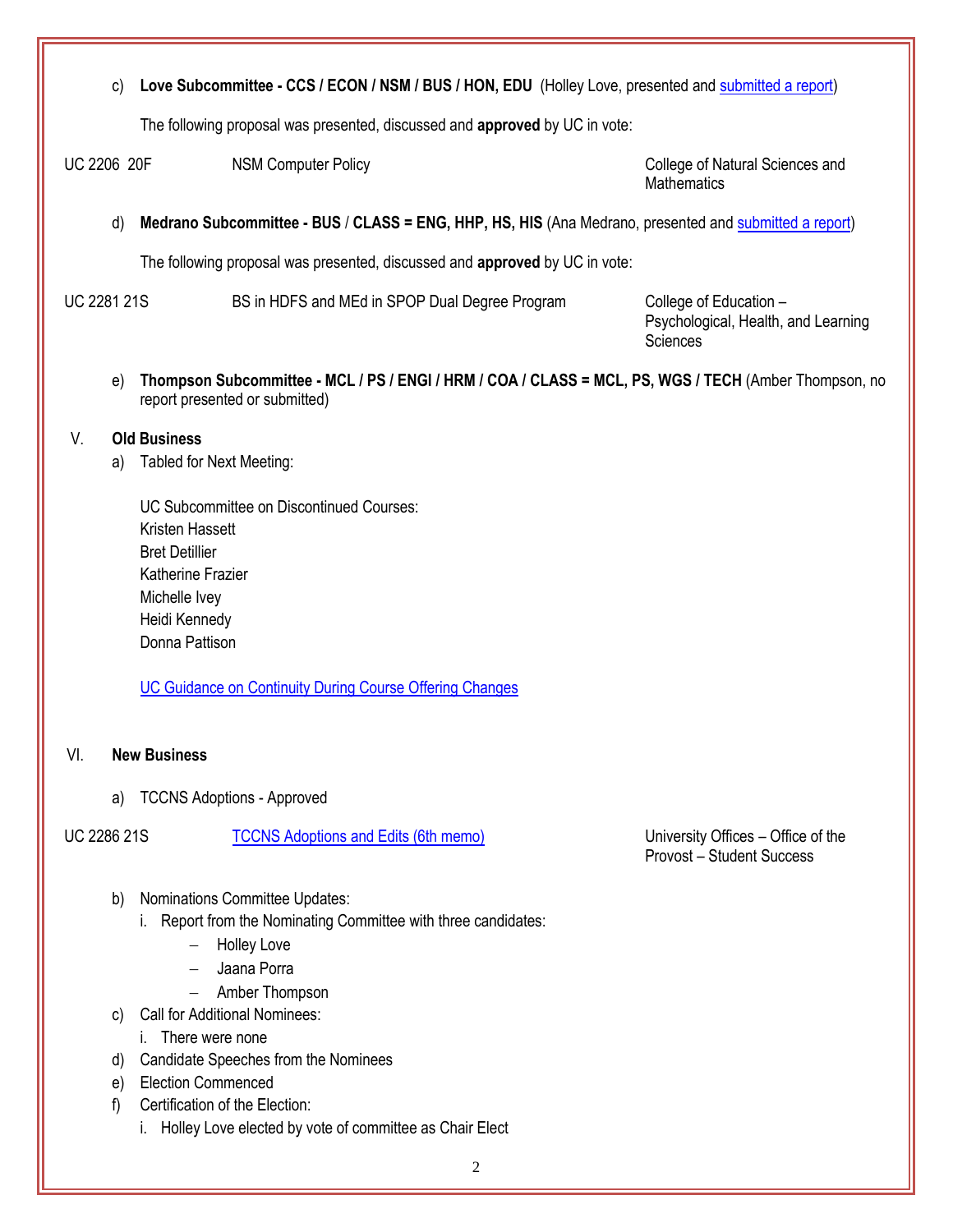c) **Love Subcommittee - CCS / ECON / NSM / BUS / HON, EDU** (Holley Love, presented and submitted a report)

The following proposal was presented, discussed and **approved** by UC in vote:

| | | |
|---|---|---|
| UC 2206 20F | NSM Computer Policy | College of Natural Sciences and Mathematics |

d) **Medrano Subcommittee - BUS / CLASS = ENG, HHP, HS, HIS** (Ana Medrano, presented and submitted a report)

The following proposal was presented, discussed and **approved** by UC in vote:

| | | |
|---|---|---|
| UC 2281 21S | BS in HDFS and MEd in SPOP Dual Degree Program | College of Education – Psychological, Health, and Learning Sciences |

e) **Thompson Subcommittee - MCL / PS / ENGI / HRM / COA / CLASS = MCL, PS, WGS / TECH** (Amber Thompson, no report presented or submitted)

## V. Old Business

a) Tabled for Next Meeting:

UC Subcommittee on Discontinued Courses:
Kristen Hassett
Bret Detillier
Katherine Frazier
Michelle Ivey
Heidi Kennedy
Donna Pattison

UC Guidance on Continuity During Course Offering Changes

## VI. New Business

a) TCCNS Adoptions - Approved

| | | |
|---|---|---|
| UC 2286 21S | TCCNS Adoptions and Edits (6th memo) | University Offices – Office of the Provost – Student Success |

b) Nominations Committee Updates:
   i. Report from the Nominating Committee with three candidates:
      – Holley Love
      – Jaana Porra
      – Amber Thompson

c) Call for Additional Nominees:
   i. There were none

d) Candidate Speeches from the Nominees

e) Election Commenced

f) Certification of the Election:
   i. Holley Love elected by vote of committee as Chair Elect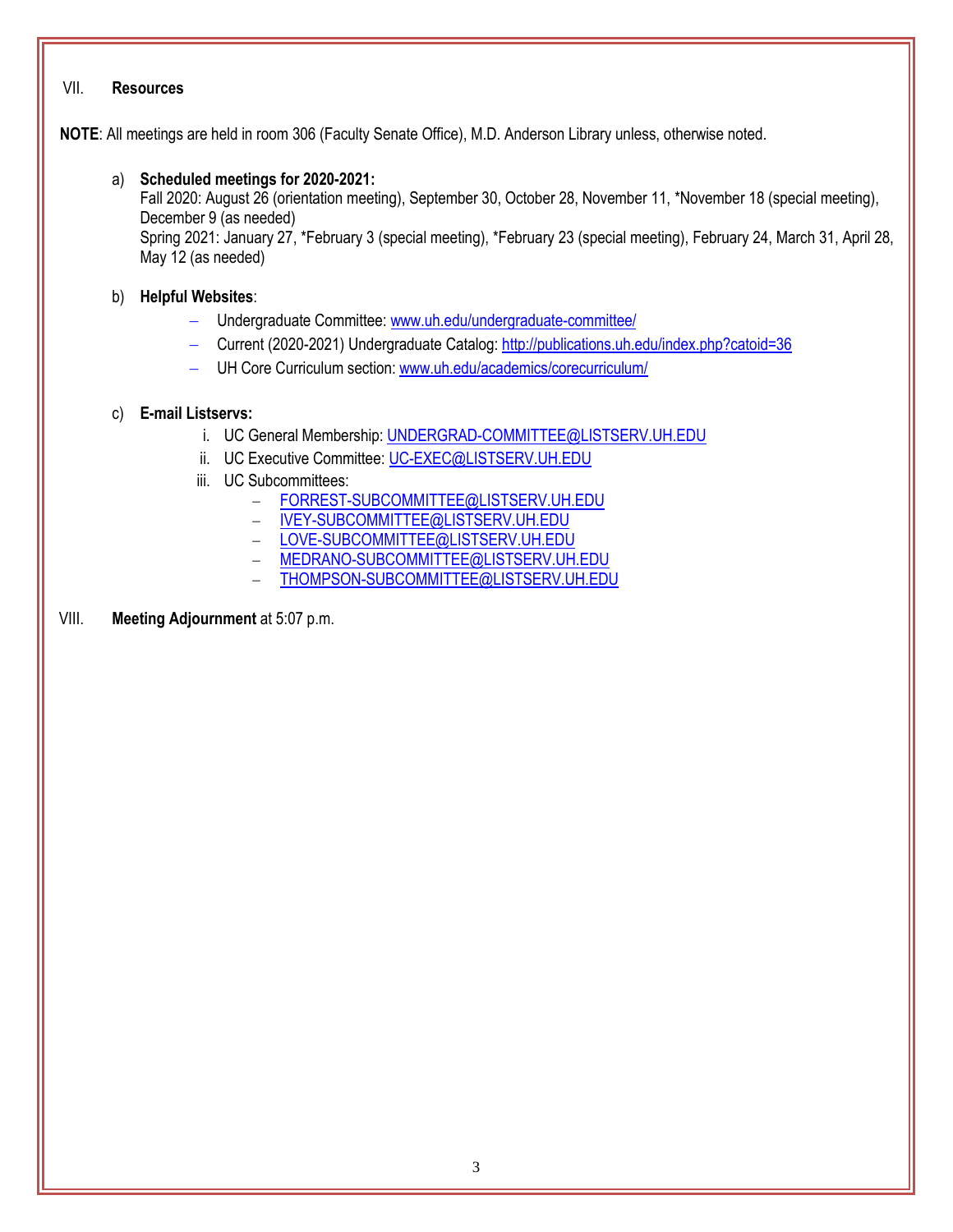VII. **Resources**

**NOTE**: All meetings are held in room 306 (Faculty Senate Office), M.D. Anderson Library unless, otherwise noted.

a) **Scheduled meetings for 2020-2021:**
Fall 2020: August 26 (orientation meeting), September 30, October 28, November 11, *November 18 (special meeting), December 9 (as needed)
Spring 2021: January 27, *February 3 (special meeting), *February 23 (special meeting), February 24, March 31, April 28, May 12 (as needed)

b) **Helpful Websites**:
- Undergraduate Committee: www.uh.edu/undergraduate-committee/
- Current (2020-2021) Undergraduate Catalog: http://publications.uh.edu/index.php?catoid=36
- UH Core Curriculum section: www.uh.edu/academics/corecurriculum/

c) **E-mail Listservs:**
   i. UC General Membership: UNDERGRAD-COMMITTEE@LISTSERV.UH.EDU
   ii. UC Executive Committee: UC-EXEC@LISTSERV.UH.EDU
   iii. UC Subcommittees:
   - FORREST-SUBCOMMITTEE@LISTSERV.UH.EDU
   - IVEY-SUBCOMMITTEE@LISTSERV.UH.EDU
   - LOVE-SUBCOMMITTEE@LISTSERV.UH.EDU
   - MEDRANO-SUBCOMMITTEE@LISTSERV.UH.EDU
   - THOMPSON-SUBCOMMITTEE@LISTSERV.UH.EDU

VIII. **Meeting Adjournment** at 5:07 p.m.